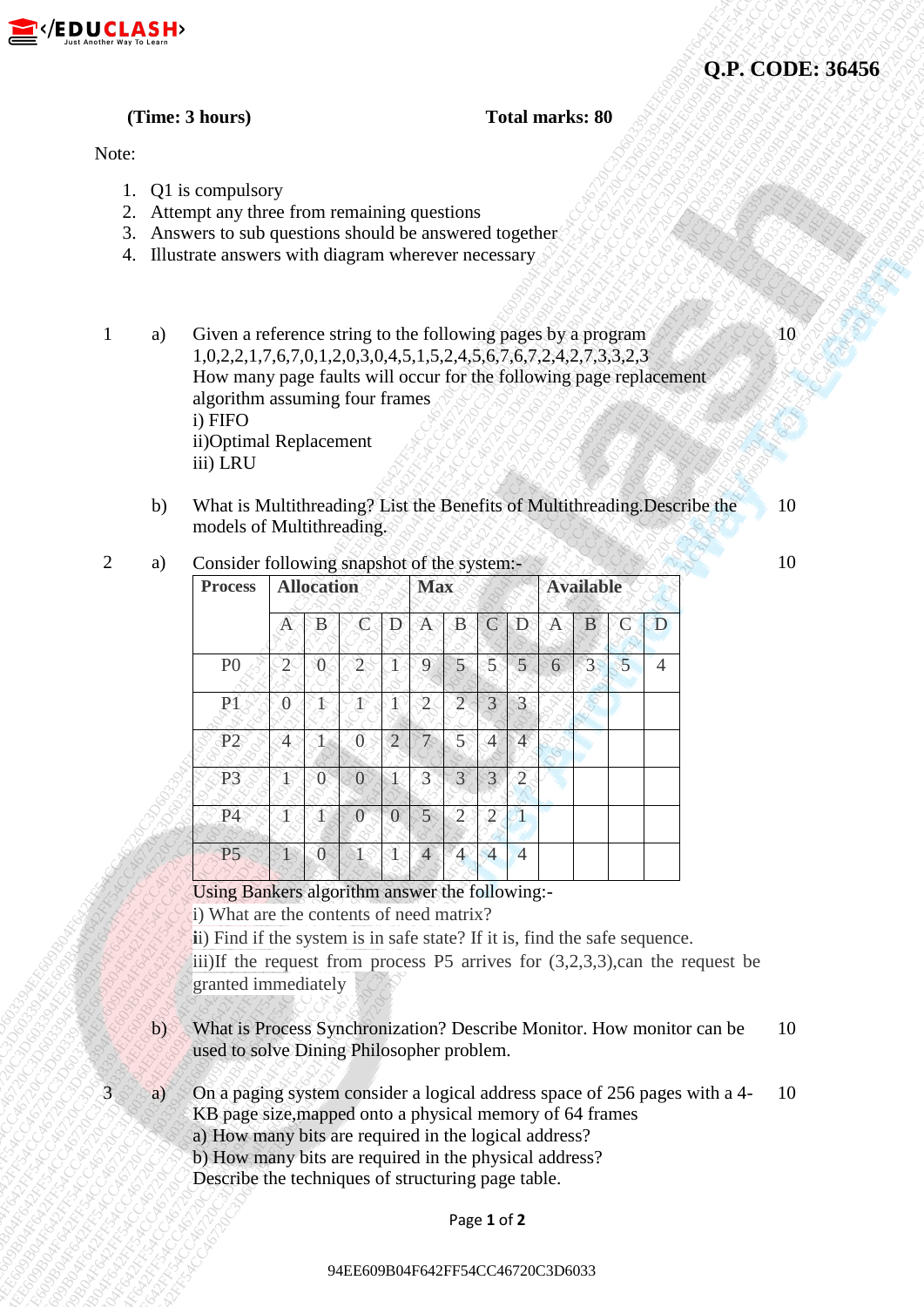**Q.P. CODE: 36456**

**(Time: 3 hours)** **Total marks: 80**

Note:

1. Q1 is compulsory
2. Attempt any three from remaining questions
3. Answers to sub questions should be answered together
4. Illustrate answers with diagram wherever necessary

1 a) Given a reference string to the following pages by a program 1,0,2,2,1,7,6,7,0,1,2,0,3,0,4,5,1,5,2,4,5,6,7,6,7,2,4,2,7,3,3,2,3 How many page faults will occur for the following page replacement algorithm assuming four frames **10**
i) FIFO
ii)Optimal Replacement
iii) LRU

b) What is Multithreading? List the Benefits of Multithreading.Describe the models of Multithreading. **10**

2 a) Consider following snapshot of the system:- **10**

| Process | Allocation | | | | Max | | | | Available | | | |
|---|---|---|---|---|---|---|---|---|---|---|---|---|
| | A | B | C | D | A | B | C | D | A | B | C | D |
| P0 | 2 | 0 | 2 | 1 | 9 | 5 | 5 | 5 | 6 | 3 | 5 | 4 |
| P1 | 0 | 1 | 1 | 1 | 2 | 2 | 3 | 3 | | | | |
| P2 | 4 | 1 | 0 | 2 | 7 | 5 | 4 | 4 | | | | |
| P3 | 1 | 0 | 0 | 1 | 3 | 3 | 3 | 2 | | | | |
| P4 | 1 | 1 | 0 | 0 | 5 | 2 | 2 | 1 | | | | |
| P5 | 1 | 0 | 1 | 1 | 4 | 4 | 4 | 4 | | | | |

Using Bankers algorithm answer the following:-
i) What are the contents of need matrix?
ii) Find if the system is in safe state? If it is, find the safe sequence.
iii)If the request from process P5 arrives for (3,2,3,3),can the request be granted immediately

b) What is Process Synchronization? Describe Monitor. How monitor can be used to solve Dining Philosopher problem. **10**

3 a) On a paging system consider a logical address space of 256 pages with a 4-KB page size,mapped onto a physical memory of 64 frames **10**
a) How many bits are required in the logical address?
b) How many bits are required in the physical address?
Describe the techniques of structuring page table.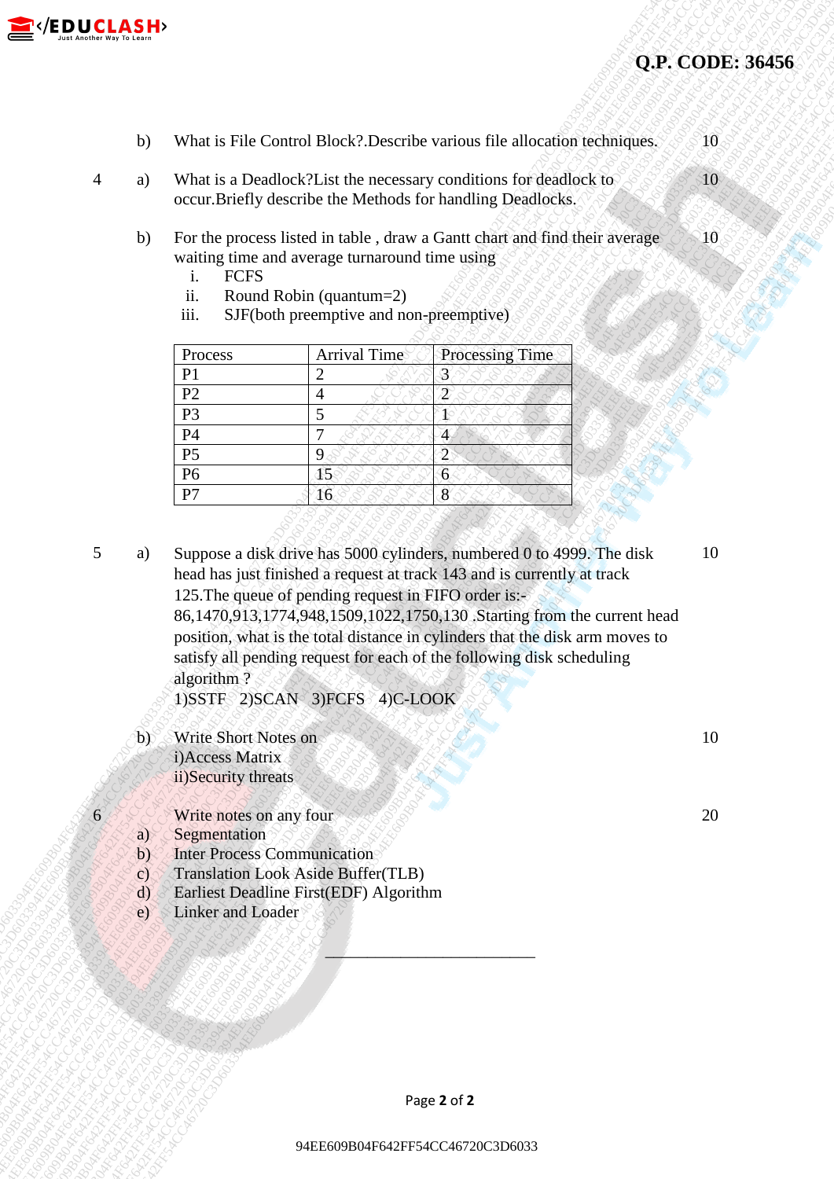Q.P. CODE: 36456

b) What is File Control Block?.Describe various file allocation techniques. 10

4 a) What is a Deadlock?List the necessary conditions for deadlock to occur.Briefly describe the Methods for handling Deadlocks. 10

b) For the process listed in table , draw a Gantt chart and find their average waiting time and average turnaround time using 10

i. FCFS
ii. Round Robin (quantum=2)
iii. SJF(both preemptive and non-preemptive)

| Process | Arrival Time | Processing Time |
|---|---|---|
| P1 | 2 | 3 |
| P2 | 4 | 2 |
| P3 | 5 | 1 |
| P4 | 7 | 4 |
| P5 | 9 | 2 |
| P6 | 15 | 6 |
| P7 | 16 | 8 |

5 a) Suppose a disk drive has 5000 cylinders, numbered 0 to 4999. The disk head has just finished a request at track 143 and is currently at track 125.The queue of pending request in FIFO order is:- 86,1470,913,1774,948,1509,1022,1750,130 .Starting from the current head position, what is the total distance in cylinders that the disk arm moves to satisfy all pending request for each of the following disk scheduling algorithm ? 10

1)SSTF 2)SCAN 3)FCFS 4)C-LOOK

b) Write Short Notes on 10

i)Access Matrix
ii)Security threats

6 Write notes on any four 20

a) Segmentation
b) Inter Process Communication
c) Translation Look Aside Buffer(TLB)
d) Earliest Deadline First(EDF) Algorithm
e) Linker and Loader

\_\_\_\_\_\_\_\_\_\_\_\_\_\_\_\_\_\_\_\_\_\_\_\_\_\_